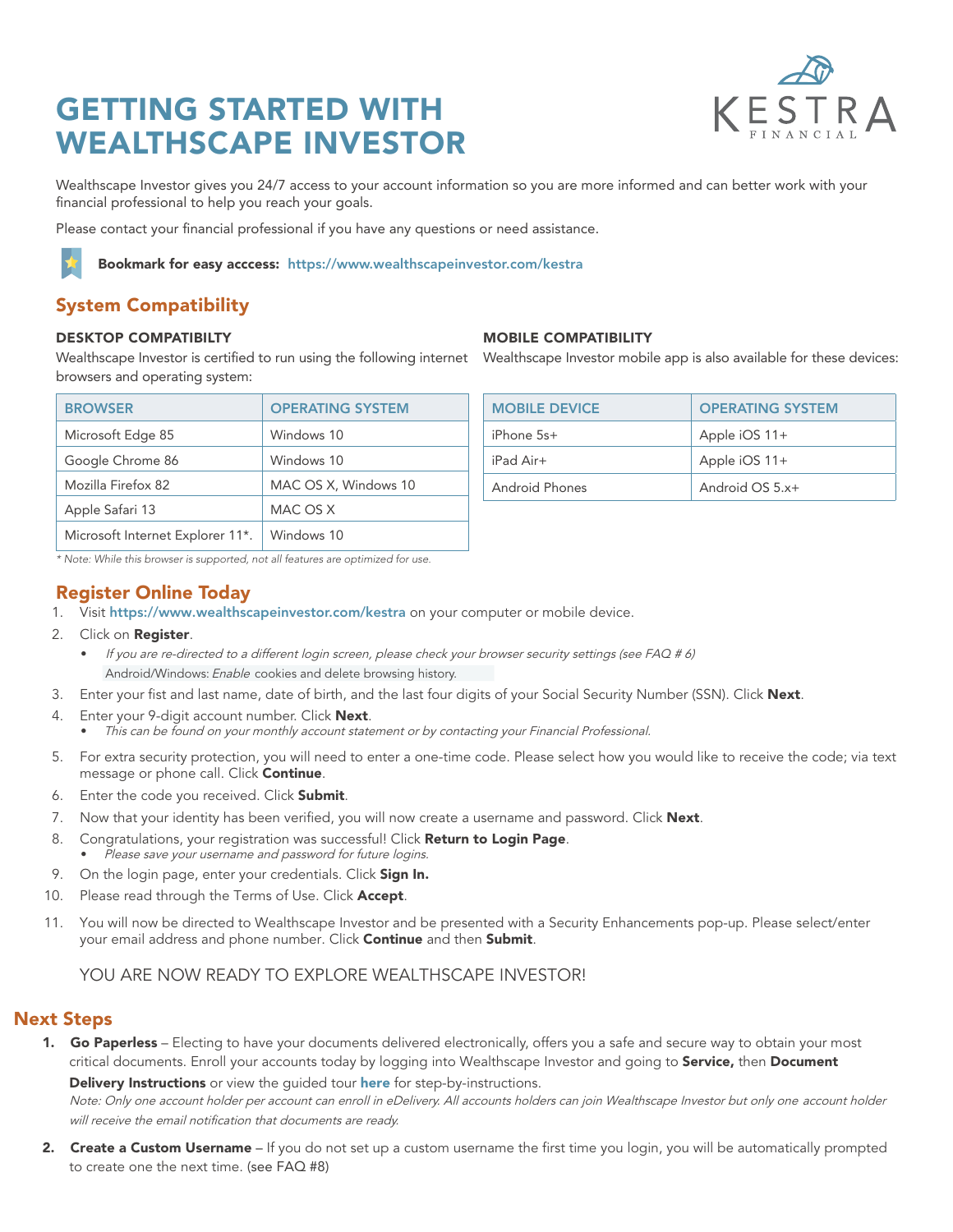# GETTING STARTED WITH WEALTHSCAPE INVESTOR

KESTRA FINANCIAL

Wealthscape Investor gives you 24/7 access to your account information so you are more informed and can better work with your financial professional to help you reach your goals.

Please contact your financial professional if you have any questions or need assistance.

**Bookmark for easy acccess:** **https://www.wealthscapeinvestor.com/kestra**

## System Compatibility

### DESKTOP COMPATIBILTY

Wealthscape Investor is certified to run using the following internet browsers and operating system:

| BROWSER | OPERATING SYSTEM |
|---|---|
| Microsoft Edge 85 | Windows 10 |
| Google Chrome 86 | Windows 10 |
| Mozilla Firefox 82 | MAC OS X, Windows 10 |
| Apple Safari 13 | MAC OS X |
| Microsoft Internet Explorer 11*. | Windows 10 |

*\* Note: While this browser is supported, not all features are optimized for use.*

### MOBILE COMPATIBILITY

Wealthscape Investor mobile app is also available for these devices:

| MOBILE DEVICE | OPERATING SYSTEM |
|---|---|
| iPhone 5s+ | Apple iOS 11+ |
| iPad Air+ | Apple iOS 11+ |
| Android Phones | Android OS 5.x+ |

## Register Online Today

1. Visit **https://www.wealthscapeinvestor.com/kestra** on your computer or mobile device.
2. Click on **Register**.
   - *If you are re-directed to a different login screen, please check your browser security settings (see FAQ # 6)*
   
   Android/Windows: *Enable* cookies and delete browsing history.
3. Enter your fist and last name, date of birth, and the last four digits of your Social Security Number (SSN). Click **Next**.
4. Enter your 9-digit account number. Click **Next**.
   - *This can be found on your monthly account statement or by contacting your Financial Professional.*
5. For extra security protection, you will need to enter a one-time code. Please select how you would like to receive the code; via text message or phone call. Click **Continue**.
6. Enter the code you received. Click **Submit**.
7. Now that your identity has been verified, you will now create a username and password. Click **Next**.
8. Congratulations, your registration was successful! Click **Return to Login Page**.
   - *Please save your username and password for future logins.*
9. On the login page, enter your credentials. Click **Sign In.**
10. Please read through the Terms of Use. Click **Accept**.
11. You will now be directed to Wealthscape Investor and be presented with a Security Enhancements pop-up. Please select/enter your email address and phone number. Click **Continue** and then **Submit**.

YOU ARE NOW READY TO EXPLORE WEALTHSCAPE INVESTOR!

## Next Steps

1. **Go Paperless** – Electing to have your documents delivered electronically, offers you a safe and secure way to obtain your most critical documents. Enroll your accounts today by logging into Wealthscape Investor and going to **Service,** then **Document Delivery Instructions** or view the guided tour **here** for step-by-instructions.
   
   *Note: Only one account holder per account can enroll in eDelivery. All accounts holders can join Wealthscape Investor but only one account holder will receive the email notification that documents are ready.*
2. **Create a Custom Username** – If you do not set up a custom username the first time you login, you will be automatically prompted to create one the next time. (see FAQ #8)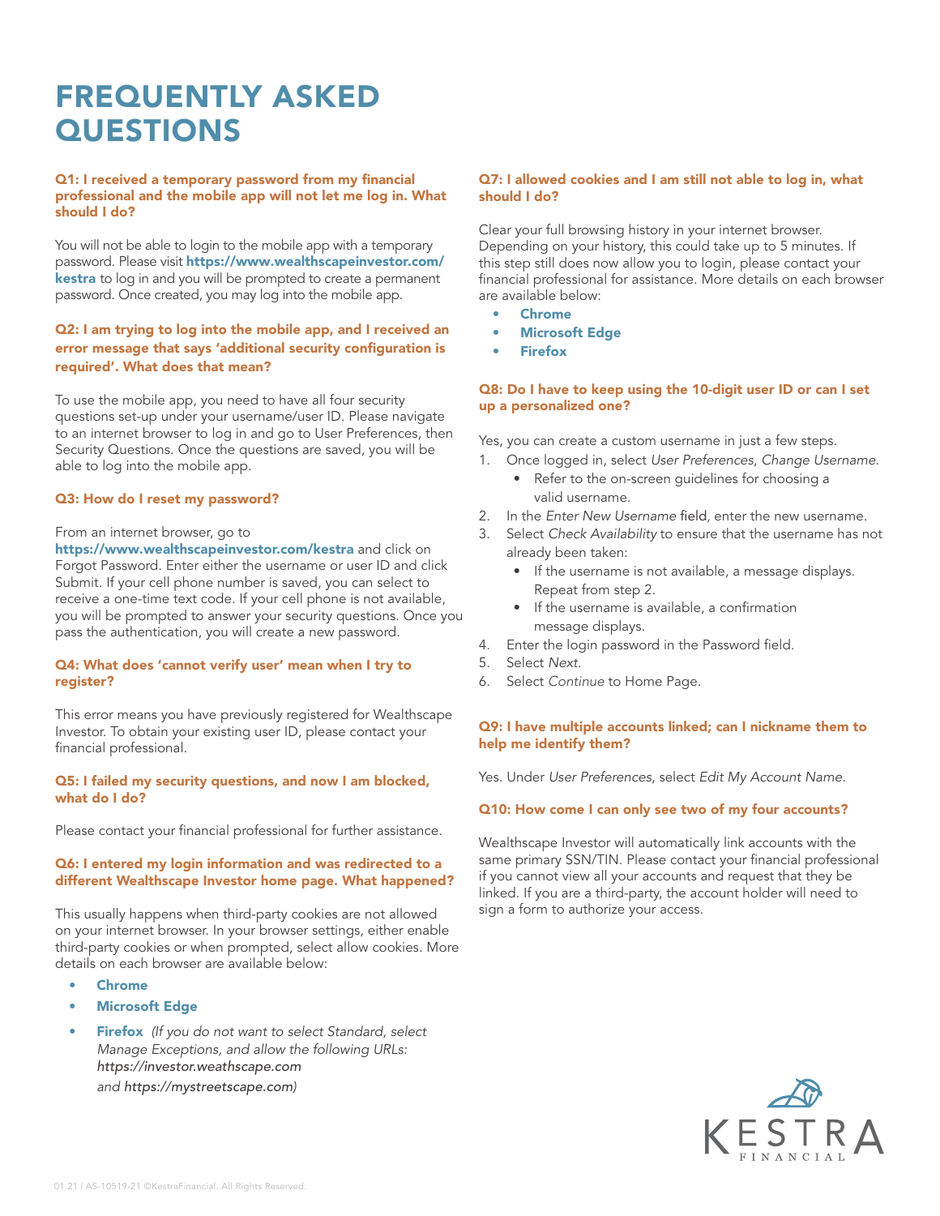# FREQUENTLY ASKED QUESTIONS

**Q1: I received a temporary password from my financial professional and the mobile app will not let me log in. What should I do?**

You will not be able to login to the mobile app with a temporary password. Please visit **https://www.wealthscapeinvestor.com/kestra** to log in and you will be prompted to create a permanent password. Once created, you may log into the mobile app.

**Q2: I am trying to log into the mobile app, and I received an error message that says 'additional security configuration is required'. What does that mean?**

To use the mobile app, you need to have all four security questions set-up under your username/user ID. Please navigate to an internet browser to log in and go to User Preferences, then Security Questions. Once the questions are saved, you will be able to log into the mobile app.

**Q3: How do I reset my password?**

From an internet browser, go to **https://www.wealthscapeinvestor.com/kestra** and click on Forgot Password. Enter either the username or user ID and click Submit. If your cell phone number is saved, you can select to receive a one-time text code. If your cell phone is not available, you will be prompted to answer your security questions. Once you pass the authentication, you will create a new password.

**Q4: What does 'cannot verify user' mean when I try to register?**

This error means you have previously registered for Wealthscape Investor. To obtain your existing user ID, please contact your financial professional.

**Q5: I failed my security questions, and now I am blocked, what do I do?**

Please contact your financial professional for further assistance.

**Q6: I entered my login information and was redirected to a different Wealthscape Investor home page. What happened?**

This usually happens when third-party cookies are not allowed on your internet browser. In your browser settings, either enable third-party cookies or when prompted, select allow cookies. More details on each browser are available below:

- **Chrome**
- **Microsoft Edge**
- **Firefox** *(If you do not want to select Standard, select Manage Exceptions, and allow the following URLs: https://investor.weathscape.com and https://mystreetscape.com)*

**Q7: I allowed cookies and I am still not able to log in, what should I do?**

Clear your full browsing history in your internet browser. Depending on your history, this could take up to 5 minutes. If this step still does now allow you to login, please contact your financial professional for assistance. More details on each browser are available below:

- **Chrome**
- **Microsoft Edge**
- **Firefox**

**Q8: Do I have to keep using the 10-digit user ID or can I set up a personalized one?**

Yes, you can create a custom username in just a few steps.

1. Once logged in, select *User Preferences*, *Change Username*.
   - Refer to the on-screen guidelines for choosing a valid username.
2. In the *Enter New Username* field, enter the new username.
3. Select *Check Availability* to ensure that the username has not already been taken:
   - If the username is not available, a message displays. Repeat from step 2.
   - If the username is available, a confirmation message displays.
4. Enter the login password in the Password field.
5. Select *Next*.
6. Select *Continue* to Home Page.

**Q9: I have multiple accounts linked; can I nickname them to help me identify them?**

Yes. Under *User Preferences*, select *Edit My Account Name*.

**Q10: How come I can only see two of my four accounts?**

Wealthscape Investor will automatically link accounts with the same primary SSN/TIN. Please contact your financial professional if you cannot view all your accounts and request that they be linked. If you are a third-party, the account holder will need to sign a form to authorize your access.

KESTRA FINANCIAL

01.21 | AS-10519-21 ©KestraFinancial. All Rights Reserved.